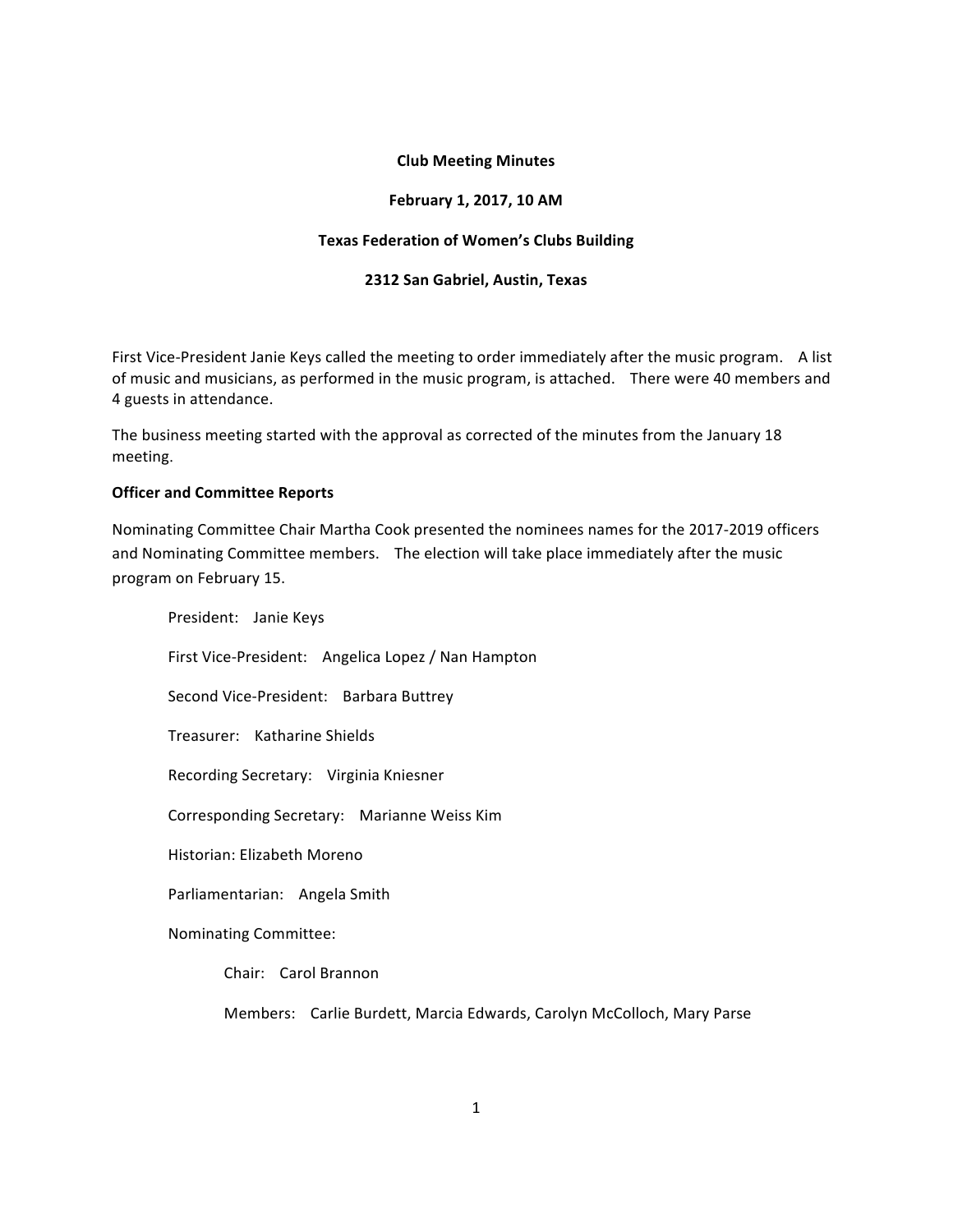**Club Meeting Minutes**

**February 1, 2017, 10 AM**

**Texas Federation of Women's Clubs Building**

**2312 San Gabriel, Austin, Texas**

First Vice-President Janie Keys called the meeting to order immediately after the music program. A list of music and musicians, as performed in the music program, is attached. There were 40 members and 4 guests in attendance.

The business meeting started with the approval as corrected of the minutes from the January 18 meeting.

**Officer and Committee Reports**

Nominating Committee Chair Martha Cook presented the nominees names for the 2017-2019 officers and Nominating Committee members. The election will take place immediately after the music program on February 15.

President: Janie Keys

First Vice-President: Angelica Lopez / Nan Hampton

Second Vice-President: Barbara Buttrey

Treasurer: Katharine Shields

Recording Secretary: Virginia Kniesner

Corresponding Secretary: Marianne Weiss Kim

Historian: Elizabeth Moreno

Parliamentarian: Angela Smith

Nominating Committee:

Chair: Carol Brannon

Members: Carlie Burdett, Marcia Edwards, Carolyn McColloch, Mary Parse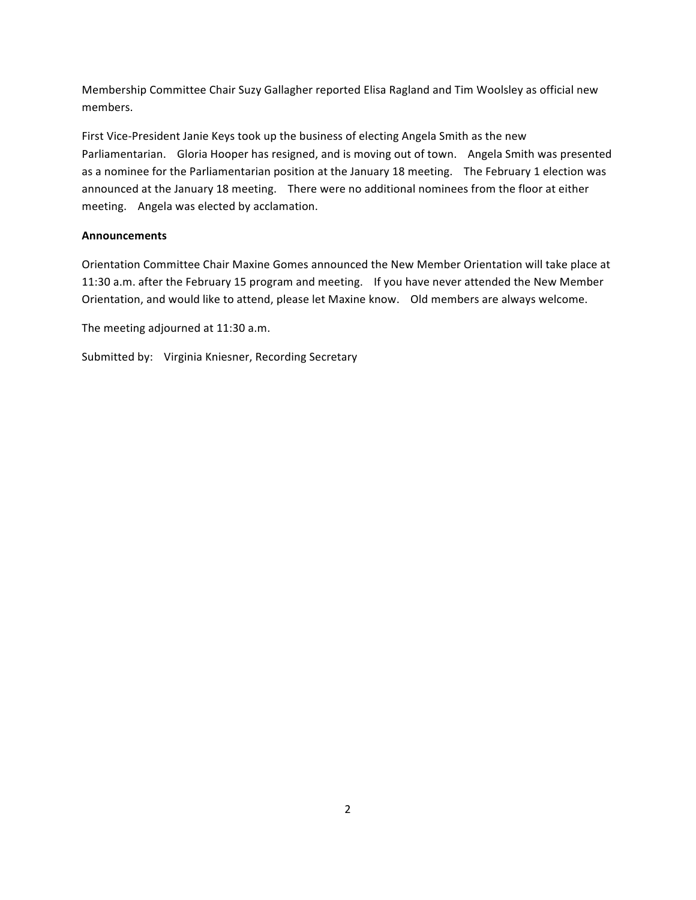Membership Committee Chair Suzy Gallagher reported Elisa Ragland and Tim Woolsley as official new members.

First Vice-President Janie Keys took up the business of electing Angela Smith as the new Parliamentarian. Gloria Hooper has resigned, and is moving out of town. Angela Smith was presented as a nominee for the Parliamentarian position at the January 18 meeting. The February 1 election was announced at the January 18 meeting. There were no additional nominees from the floor at either meeting. Angela was elected by acclamation.

**Announcements**

Orientation Committee Chair Maxine Gomes announced the New Member Orientation will take place at 11:30 a.m. after the February 15 program and meeting. If you have never attended the New Member Orientation, and would like to attend, please let Maxine know. Old members are always welcome.

The meeting adjourned at 11:30 a.m.

Submitted by: Virginia Kniesner, Recording Secretary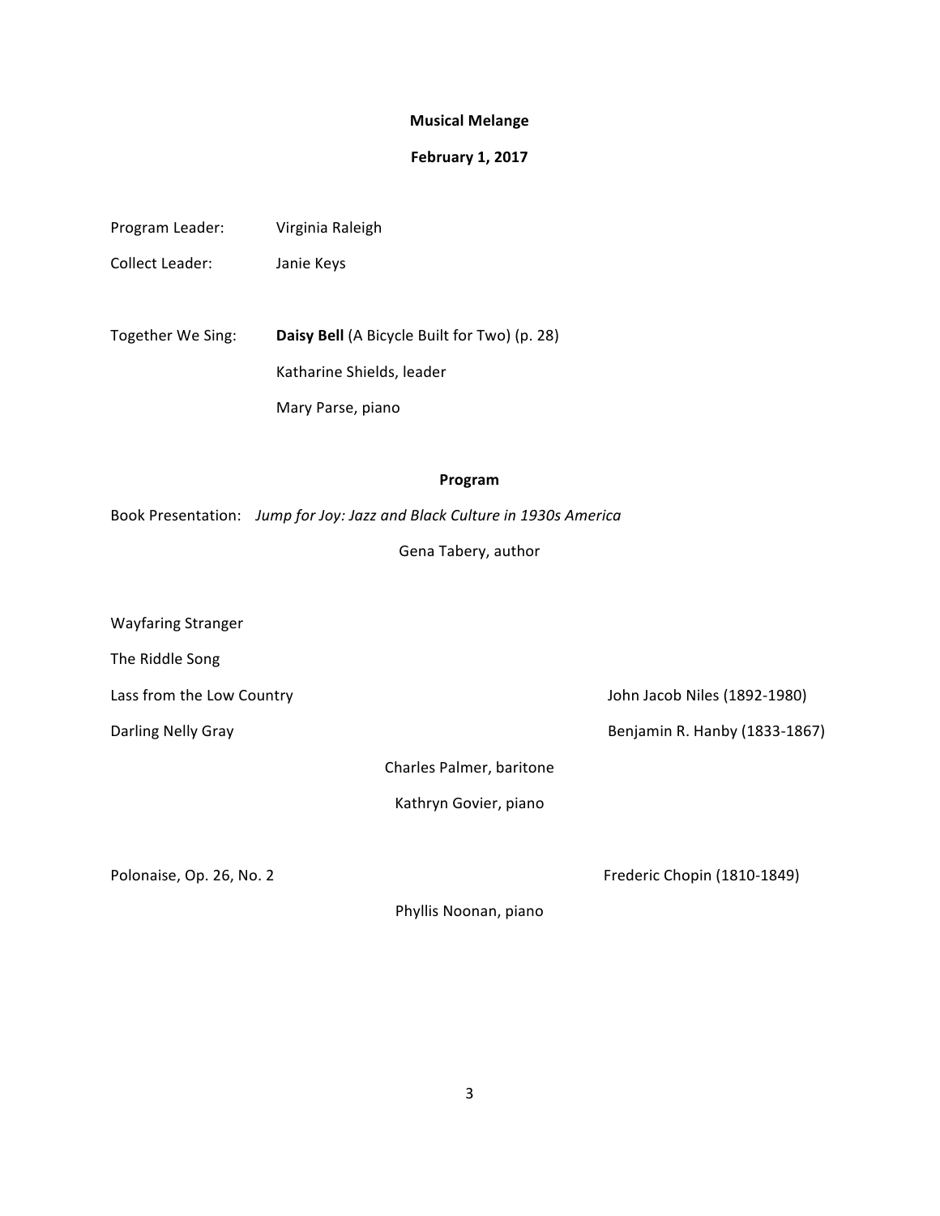**Musical Melange**

**February 1, 2017**

Program Leader: Virginia Raleigh

Collect Leader: Janie Keys

Together We Sing: **Daisy Bell** (A Bicycle Built for Two) (p. 28)

Katharine Shields, leader

Mary Parse, piano

**Program**

Book Presentation: *Jump for Joy: Jazz and Black Culture in 1930s America*

Gena Tabery, author

Wayfaring Stranger

The Riddle Song

Lass from the Low Country — John Jacob Niles (1892-1980)

Darling Nelly Gray — Benjamin R. Hanby (1833-1867)

Charles Palmer, baritone

Kathryn Govier, piano

Polonaise, Op. 26, No. 2 — Frederic Chopin (1810-1849)

Phyllis Noonan, piano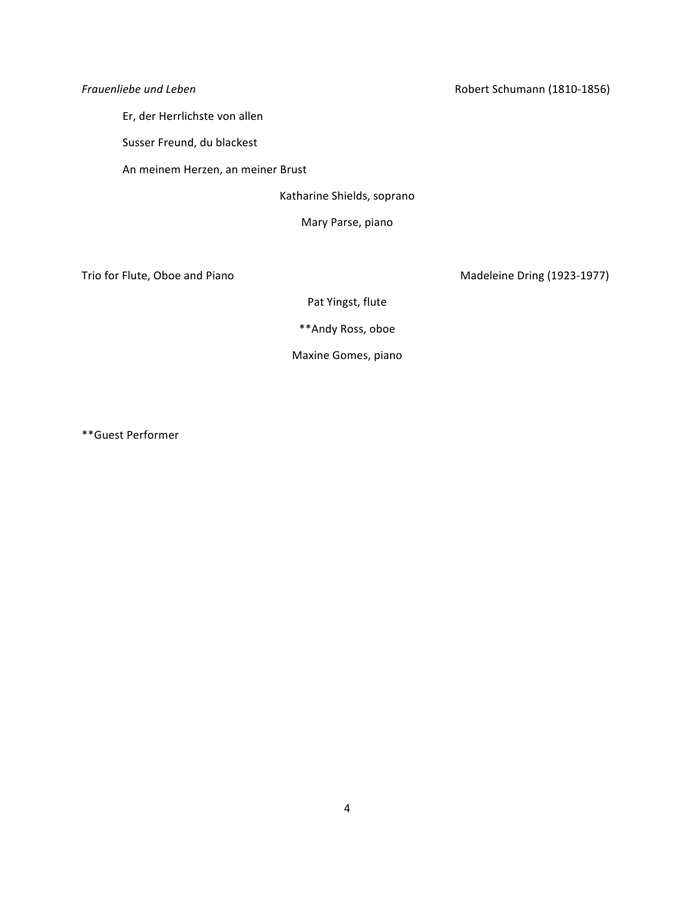*Frauenliebe und Leben* Robert Schumann (1810-1856)

Er, der Herrlichste von allen

Susser Freund, du blackest

An meinem Herzen, an meiner Brust

Katharine Shields, soprano

Mary Parse, piano

Trio for Flute, Oboe and Piano Madeleine Dring (1923-1977)

Pat Yingst, flute

**Andy Ross, oboe

Maxine Gomes, piano

**Guest Performer